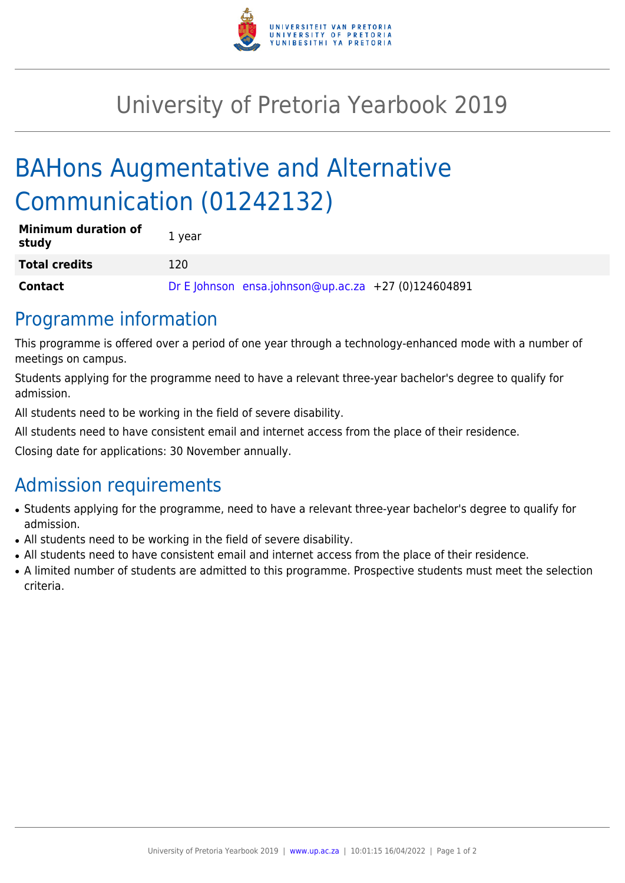# University of Pretoria Yearbook 2019

# BAHons Augmentative and Alternative Communication (01242132)

| | |
|---|---|
| **Minimum duration of study** | 1 year |
| **Total credits** | 120 |
| **Contact** | Dr E Johnson ensa.johnson@up.ac.za +27 (0)124604891 |

## Programme information

This programme is offered over a period of one year through a technology-enhanced mode with a number of meetings on campus.

Students applying for the programme need to have a relevant three-year bachelor's degree to qualify for admission.

All students need to be working in the field of severe disability.

All students need to have consistent email and internet access from the place of their residence.

Closing date for applications: 30 November annually.

## Admission requirements

- Students applying for the programme, need to have a relevant three-year bachelor's degree to qualify for admission.
- All students need to be working in the field of severe disability.
- All students need to have consistent email and internet access from the place of their residence.
- A limited number of students are admitted to this programme. Prospective students must meet the selection criteria.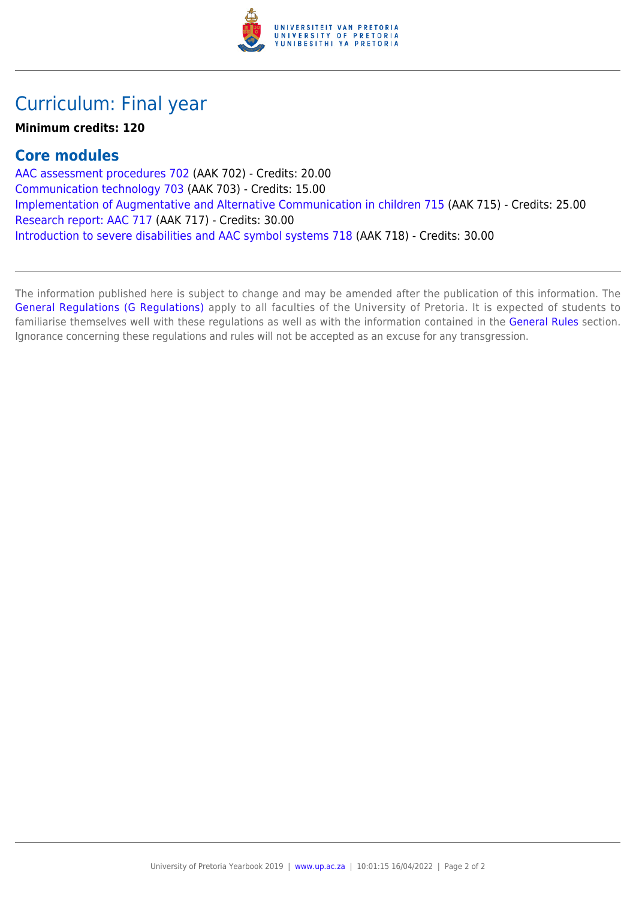## Curriculum: Final year

**Minimum credits: 120**

### Core modules

AAC assessment procedures 702 (AAK 702) - Credits: 20.00
Communication technology 703 (AAK 703) - Credits: 15.00
Implementation of Augmentative and Alternative Communication in children 715 (AAK 715) - Credits: 25.00
Research report: AAC 717 (AAK 717) - Credits: 30.00
Introduction to severe disabilities and AAC symbol systems 718 (AAK 718) - Credits: 30.00

---

The information published here is subject to change and may be amended after the publication of this information. The General Regulations (G Regulations) apply to all faculties of the University of Pretoria. It is expected of students to familiarise themselves well with these regulations as well as with the information contained in the General Rules section. Ignorance concerning these regulations and rules will not be accepted as an excuse for any transgression.